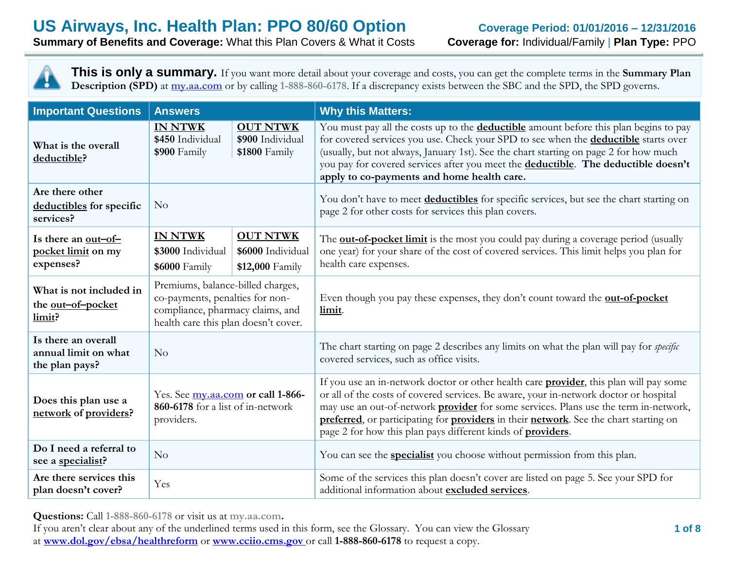# US Airways, Inc. Health Plan: PPO 80/60 Option

**Coverage Period: 01/01/2016 – 12/31/2016**

**Summary of Benefits and Coverage:** What this Plan Covers & What it Costs

**Coverage for:** Individual/Family | **Plan Type:** PPO

**This is only a summary.** If you want more detail about your coverage and costs, you can get the complete terms in the **Summary Plan Description (SPD)** at my.aa.com or by calling 1-888-860-6178. If a discrepancy exists between the SBC and the SPD, the SPD governs.

| Important Questions | Answers | Why this Matters: |
|---|---|---|
| What is the overall deductible? | **IN NTWK** **$450** Individual **$900** Family; **OUT NTWK** **$900** Individual **$1800** Family | You must pay all the costs up to the **deductible** amount before this plan begins to pay for covered services you use. Check your SPD to see when the **deductible** starts over (usually, but not always, January 1st). See the chart starting on page 2 for how much you pay for covered services after you meet the **deductible**. **The deductible doesn't apply to co-payments and home health care.** |
| Are there other deductibles for specific services? | No | You don't have to meet **deductibles** for specific services, but see the chart starting on page 2 for other costs for services this plan covers. |
| Is there an out–of–pocket limit on my expenses? | **IN NTWK** **$3000** Individual **$6000** Family; **OUT NTWK** **$6000** Individual **$12,000** Family | The **out-of-pocket limit** is the most you could pay during a coverage period (usually one year) for your share of the cost of covered services. This limit helps you plan for health care expenses. |
| What is not included in the out–of–pocket limit? | Premiums, balance-billed charges, co-payments, penalties for non-compliance, pharmacy claims, and health care this plan doesn't cover. | Even though you pay these expenses, they don't count toward the **out-of-pocket limit**. |
| Is there an overall annual limit on what the plan pays? | No | The chart starting on page 2 describes any limits on what the plan will pay for *specific* covered services, such as office visits. |
| Does this plan use a network of providers? | Yes. See my.aa.com **or call 1-866-860-6178** for a list of in-network providers. | If you use an in-network doctor or other health care **provider**, this plan will pay some or all of the costs of covered services. Be aware, your in-network doctor or hospital may use an out-of-network **provider** for some services. Plans use the term in-network, **preferred**, or participating for **providers** in their **network**. See the chart starting on page 2 for how this plan pays different kinds of **providers**. |
| Do I need a referral to see a specialist? | No | You can see the **specialist** you choose without permission from this plan. |
| Are there services this plan doesn't cover? | Yes | Some of the services this plan doesn't cover are listed on page 5. See your SPD for additional information about **excluded services**. |

**Questions:** Call 1-888-860-6178 or visit us at **my.aa.com.**
If you aren't clear about any of the underlined terms used in this form, see the Glossary. You can view the Glossary at **www.dol.gov/ebsa/healthreform** or **www.cciio.cms.gov** or call **1-888-860-6178** to request a copy.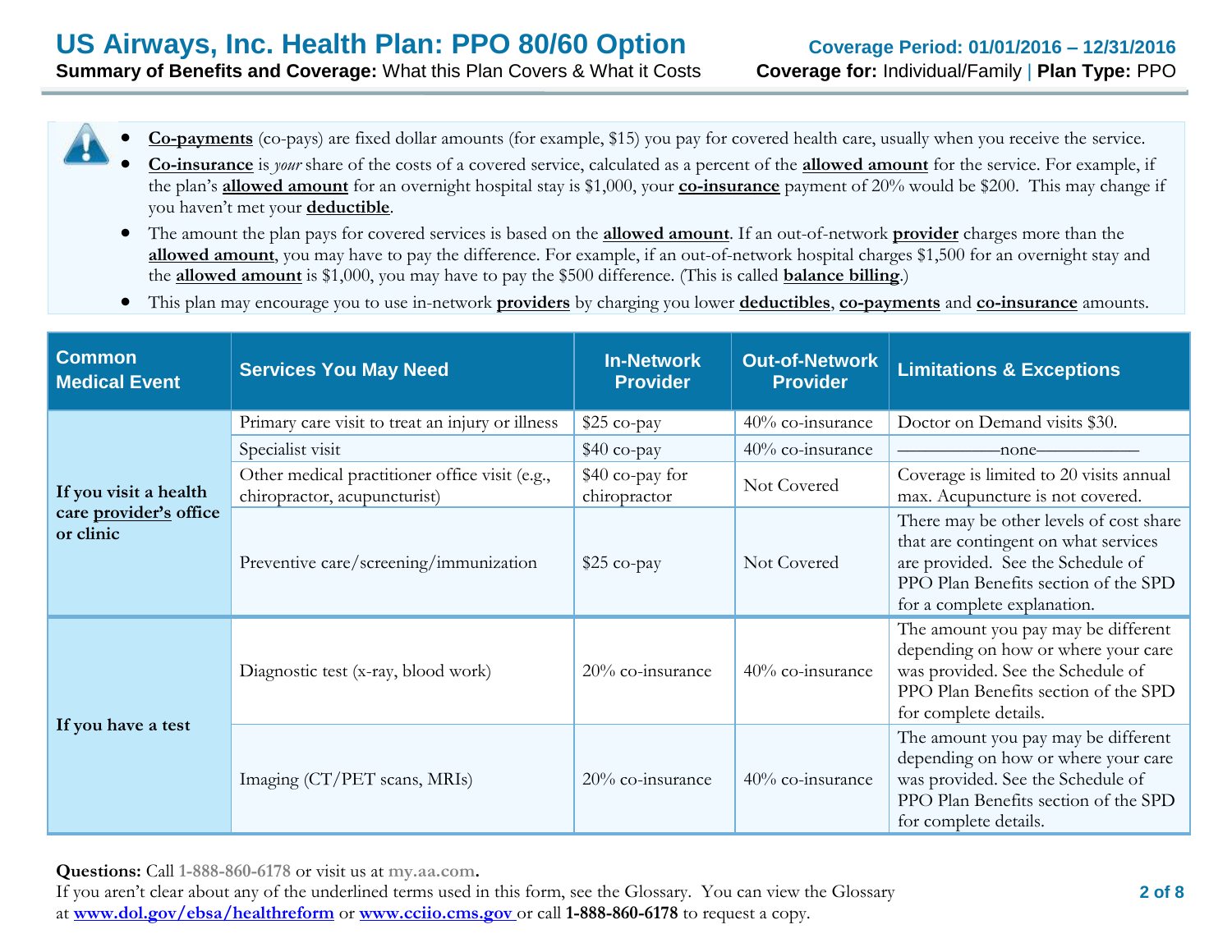- **Co-payments** (co-pays) are fixed dollar amounts (for example, $15) you pay for covered health care, usually when you receive the service.
- **Co-insurance** is *your* share of the costs of a covered service, calculated as a percent of the **allowed amount** for the service. For example, if the plan's **allowed amount** for an overnight hospital stay is $1,000, your **co-insurance** payment of 20% would be $200. This may change if you haven't met your **deductible**.
- The amount the plan pays for covered services is based on the **allowed amount**. If an out-of-network **provider** charges more than the **allowed amount**, you may have to pay the difference. For example, if an out-of-network hospital charges $1,500 for an overnight stay and the **allowed amount** is $1,000, you may have to pay the $500 difference. (This is called **balance billing**.)
- This plan may encourage you to use in-network **providers** by charging you lower **deductibles**, **co-payments** and **co-insurance** amounts.

| Common Medical Event | Services You May Need | In-Network Provider | Out-of-Network Provider | Limitations & Exceptions |
|---|---|---|---|---|
| **If you visit a health care provider's office or clinic** | Primary care visit to treat an injury or illness | $25 co-pay | 40% co-insurance | Doctor on Demand visits $30. |
| | Specialist visit | $40 co-pay | 40% co-insurance | ——————none—————— |
| | Other medical practitioner office visit (e.g., chiropractor, acupuncturist) | $40 co-pay for chiropractor | Not Covered | Coverage is limited to 20 visits annual max. Acupuncture is not covered. |
| | Preventive care/screening/immunization | $25 co-pay | Not Covered | There may be other levels of cost share that are contingent on what services are provided. See the Schedule of PPO Plan Benefits section of the SPD for a complete explanation. |
| **If you have a test** | Diagnostic test (x-ray, blood work) | 20% co-insurance | 40% co-insurance | The amount you pay may be different depending on how or where your care was provided. See the Schedule of PPO Plan Benefits section of the SPD for complete details. |
| | Imaging (CT/PET scans, MRIs) | 20% co-insurance | 40% co-insurance | The amount you pay may be different depending on how or where your care was provided. See the Schedule of PPO Plan Benefits section of the SPD for complete details. |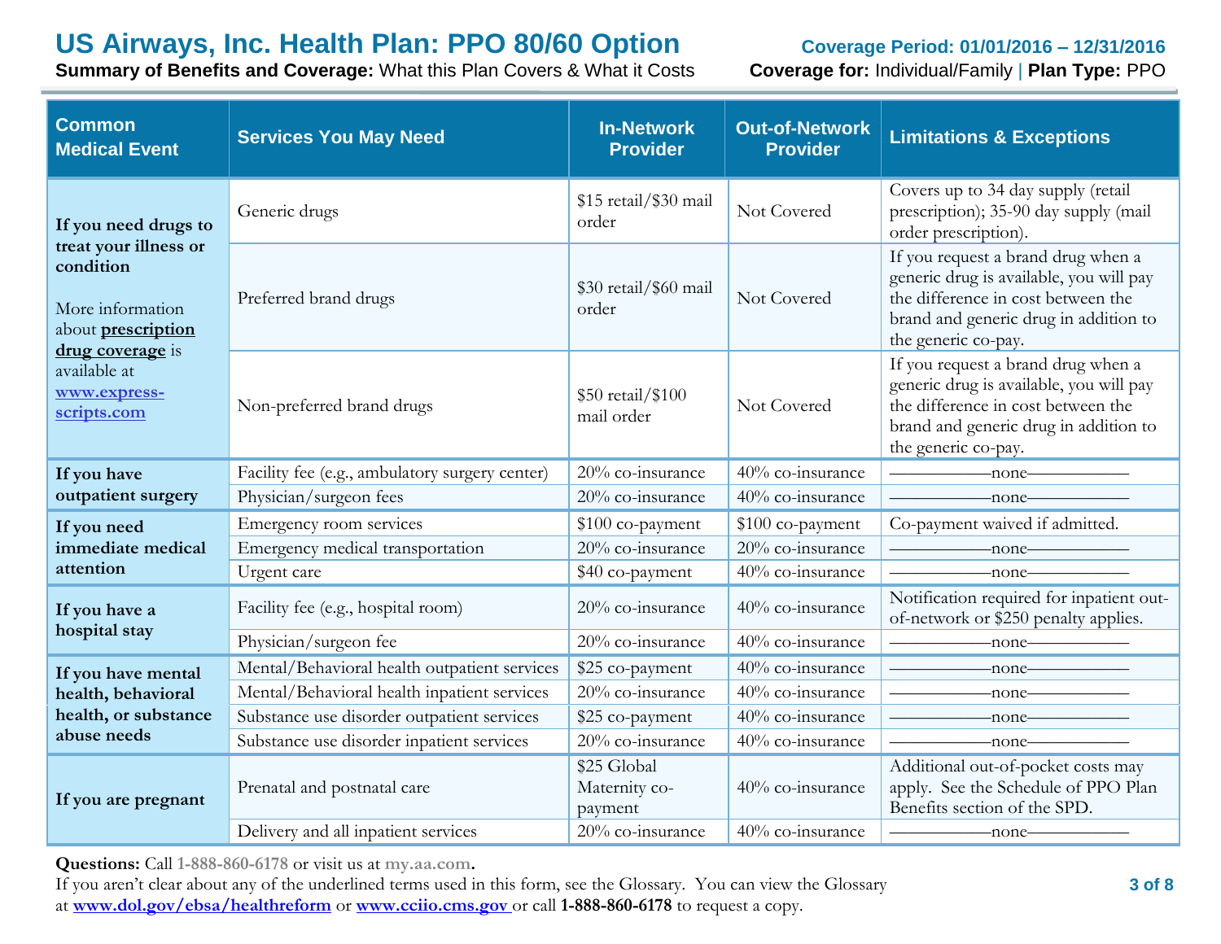# US Airways, Inc. Health Plan: PPO 80/60 Option

**Coverage Period: 01/01/2016 – 12/31/2016**

**Summary of Benefits and Coverage:** What this Plan Covers & What it Costs

**Coverage for:** Individual/Family | **Plan Type:** PPO

| Common Medical Event | Services You May Need | In-Network Provider | Out-of-Network Provider | Limitations & Exceptions |
|---|---|---|---|---|
| **If you need drugs to treat your illness or condition** More information about **prescription drug coverage** is available at **www.express-scripts.com** | Generic drugs | $15 retail/$30 mail order | Not Covered | Covers up to 34 day supply (retail prescription); 35-90 day supply (mail order prescription). |
| | Preferred brand drugs | $30 retail/$60 mail order | Not Covered | If you request a brand drug when a generic drug is available, you will pay the difference in cost between the brand and generic drug in addition to the generic co-pay. |
| | Non-preferred brand drugs | $50 retail/$100 mail order | Not Covered | If you request a brand drug when a generic drug is available, you will pay the difference in cost between the brand and generic drug in addition to the generic co-pay. |
| **If you have outpatient surgery** | Facility fee (e.g., ambulatory surgery center) | 20% co-insurance | 40% co-insurance | ——————none—————— |
| | Physician/surgeon fees | 20% co-insurance | 40% co-insurance | ——————none—————— |
| **If you need immediate medical attention** | Emergency room services | $100 co-payment | $100 co-payment | Co-payment waived if admitted. |
| | Emergency medical transportation | 20% co-insurance | 20% co-insurance | ——————none—————— |
| | Urgent care | $40 co-payment | 40% co-insurance | ——————none—————— |
| **If you have a hospital stay** | Facility fee (e.g., hospital room) | 20% co-insurance | 40% co-insurance | Notification required for inpatient out-of-network or $250 penalty applies. |
| | Physician/surgeon fee | 20% co-insurance | 40% co-insurance | ——————none—————— |
| **If you have mental health, behavioral health, or substance abuse needs** | Mental/Behavioral health outpatient services | $25 co-payment | 40% co-insurance | ——————none—————— |
| | Mental/Behavioral health inpatient services | 20% co-insurance | 40% co-insurance | ——————none—————— |
| | Substance use disorder outpatient services | $25 co-payment | 40% co-insurance | ——————none—————— |
| | Substance use disorder inpatient services | 20% co-insurance | 40% co-insurance | ——————none—————— |
| **If you are pregnant** | Prenatal and postnatal care | $25 Global Maternity co-payment | 40% co-insurance | Additional out-of-pocket costs may apply. See the Schedule of PPO Plan Benefits section of the SPD. |
| | Delivery and all inpatient services | 20% co-insurance | 40% co-insurance | ——————none—————— |

**Questions:** Call 1-888-860-6178 or visit us at **my.aa.com.**

If you aren't clear about any of the underlined terms used in this form, see the Glossary. You can view the Glossary at **www.dol.gov/ebsa/healthreform** or **www.cciio.cms.gov** or call **1-888-860-6178** to request a copy.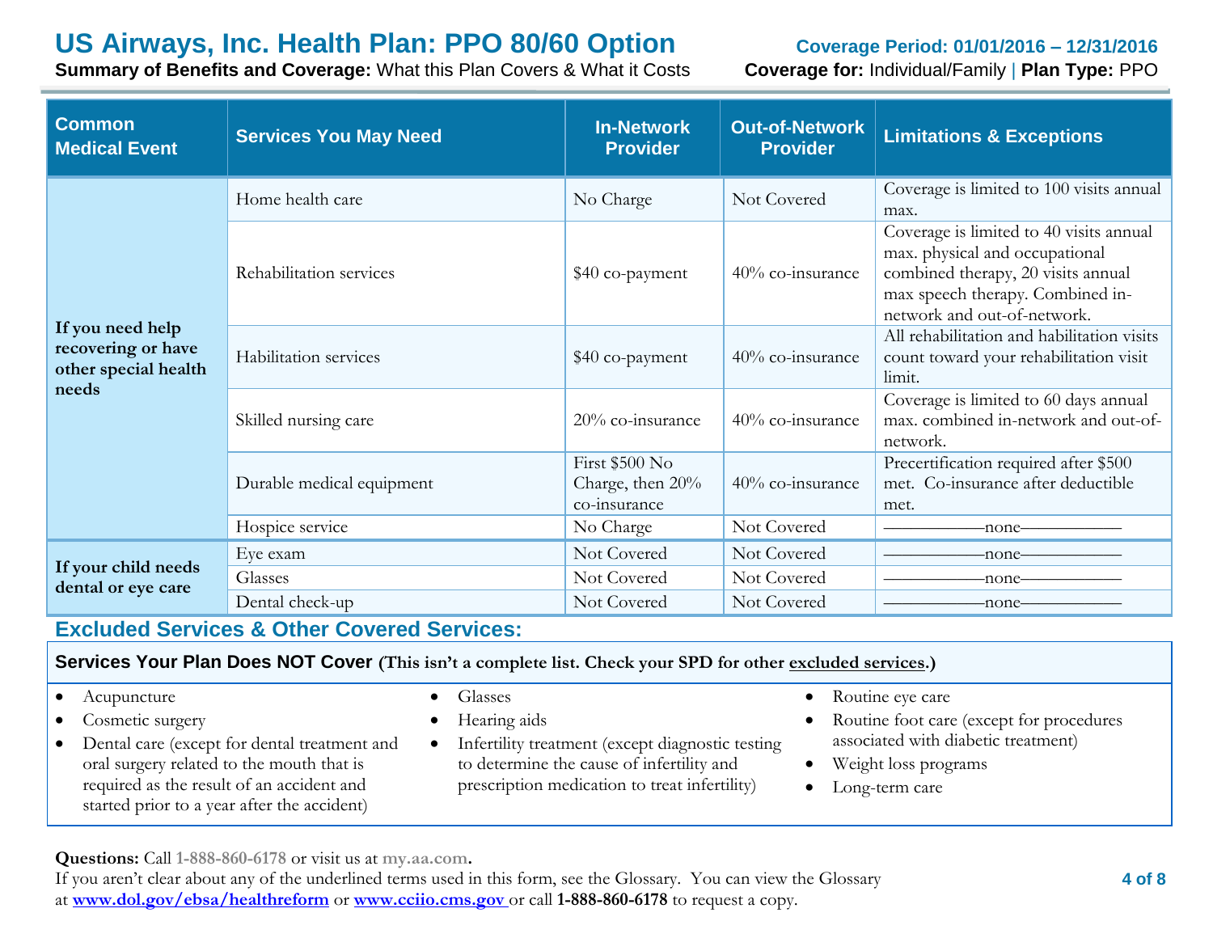# US Airways, Inc. Health Plan: PPO 80/60 Option

**Coverage Period: 01/01/2016 – 12/31/2016**

**Summary of Benefits and Coverage:** What this Plan Covers & What it Costs

**Coverage for:** Individual/Family | **Plan Type:** PPO

| Common Medical Event | Services You May Need | In-Network Provider | Out-of-Network Provider | Limitations & Exceptions |
|---|---|---|---|---|
| **If you need help recovering or have other special health needs** | Home health care | No Charge | Not Covered | Coverage is limited to 100 visits annual max. |
| | Rehabilitation services | $40 co-payment | 40% co-insurance | Coverage is limited to 40 visits annual max. physical and occupational combined therapy, 20 visits annual max speech therapy. Combined in-network and out-of-network. |
| | Habilitation services | $40 co-payment | 40% co-insurance | All rehabilitation and habilitation visits count toward your rehabilitation visit limit. |
| | Skilled nursing care | 20% co-insurance | 40% co-insurance | Coverage is limited to 60 days annual max. combined in-network and out-of-network. |
| | Durable medical equipment | First $500 No Charge, then 20% co-insurance | 40% co-insurance | Precertification required after $500 met. Co-insurance after deductible met. |
| | Hospice service | No Charge | Not Covered | ——————none—————— |
| **If your child needs dental or eye care** | Eye exam | Not Covered | Not Covered | ——————none—————— |
| | Glasses | Not Covered | Not Covered | ——————none—————— |
| | Dental check-up | Not Covered | Not Covered | ——————none—————— |

## Excluded Services & Other Covered Services:

**Services Your Plan Does NOT Cover (This isn't a complete list. Check your SPD for other excluded services.)**

- Acupuncture
- Cosmetic surgery
- Dental care (except for dental treatment and oral surgery related to the mouth that is required as the result of an accident and started prior to a year after the accident)
- Glasses
- Hearing aids
- Infertility treatment (except diagnostic testing to determine the cause of infertility and prescription medication to treat infertility)
- Routine eye care
- Routine foot care (except for procedures associated with diabetic treatment)
- Weight loss programs
- Long-term care

**Questions:** Call **1-888-860-6178** or visit us at **my.aa.com.**
If you aren't clear about any of the underlined terms used in this form, see the Glossary. You can view the Glossary at **www.dol.gov/ebsa/healthreform** or **www.cciio.cms.gov** or call **1-888-860-6178** to request a copy.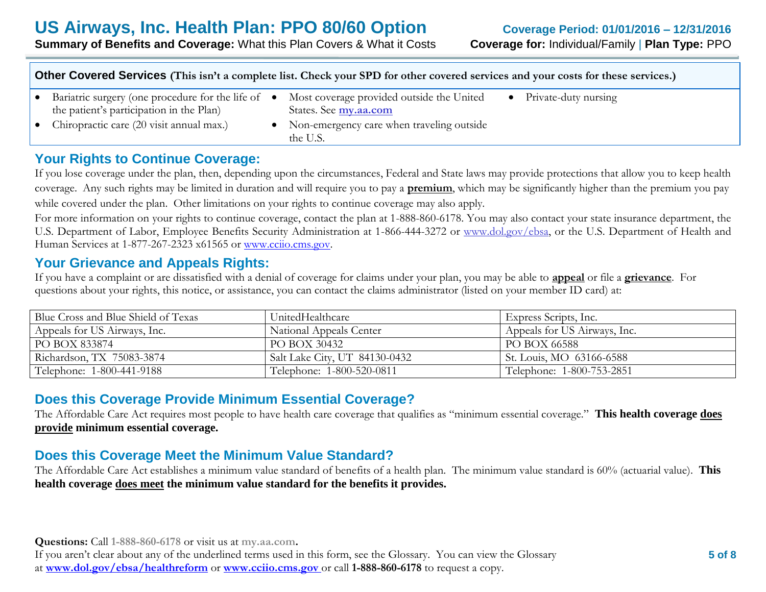## Other Covered Services (This isn't a complete list. Check your SPD for other covered services and your costs for these services.)

- Bariatric surgery (one procedure for the life of the patient's participation in the Plan)
- Chiropractic care (20 visit annual max.)
- Most coverage provided outside the United States. See **my.aa.com**
- Non-emergency care when traveling outside the U.S.
- Private-duty nursing

## Your Rights to Continue Coverage:

If you lose coverage under the plan, then, depending upon the circumstances, Federal and State laws may provide protections that allow you to keep health coverage. Any such rights may be limited in duration and will require you to pay a **premium**, which may be significantly higher than the premium you pay while covered under the plan. Other limitations on your rights to continue coverage may also apply.

For more information on your rights to continue coverage, contact the plan at 1-888-860-6178. You may also contact your state insurance department, the U.S. Department of Labor, Employee Benefits Security Administration at 1-866-444-3272 or www.dol.gov/ebsa, or the U.S. Department of Health and Human Services at 1-877-267-2323 x61565 or www.cciio.cms.gov.

## Your Grievance and Appeals Rights:

If you have a complaint or are dissatisfied with a denial of coverage for claims under your plan, you may be able to **appeal** or file a **grievance**. For questions about your rights, this notice, or assistance, you can contact the claims administrator (listed on your member ID card) at:

| Blue Cross and Blue Shield of Texas | UnitedHealthcare | Express Scripts, Inc. |
|---|---|---|
| Appeals for US Airways, Inc. | National Appeals Center | Appeals for US Airways, Inc. |
| PO BOX 833874 | PO BOX 30432 | PO BOX 66588 |
| Richardson, TX 75083-3874 | Salt Lake City, UT 84130-0432 | St. Louis, MO 63166-6588 |
| Telephone: 1-800-441-9188 | Telephone: 1-800-520-0811 | Telephone: 1-800-753-2851 |

## Does this Coverage Provide Minimum Essential Coverage?

The Affordable Care Act requires most people to have health care coverage that qualifies as "minimum essential coverage." **This health coverage does provide minimum essential coverage.**

## Does this Coverage Meet the Minimum Value Standard?

The Affordable Care Act establishes a minimum value standard of benefits of a health plan. The minimum value standard is 60% (actuarial value). **This health coverage does meet the minimum value standard for the benefits it provides.**

**Questions:** Call **1-888-860-6178** or visit us at **my.aa.com.**
If you aren't clear about any of the underlined terms used in this form, see the Glossary. You can view the Glossary at **www.dol.gov/ebsa/healthreform** or **www.cciio.cms.gov** or call **1-888-860-6178** to request a copy.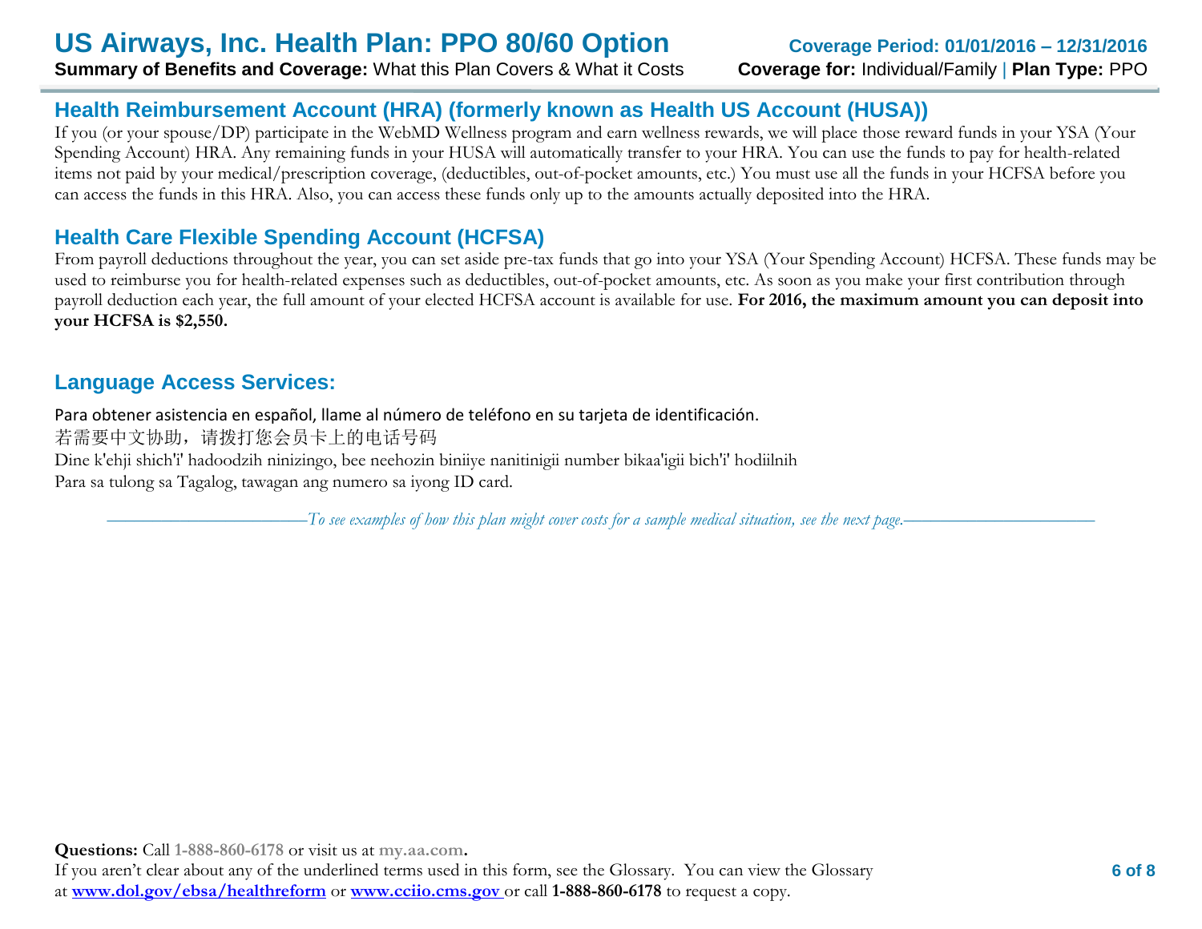## Health Reimbursement Account (HRA) (formerly known as Health US Account (HUSA))

If you (or your spouse/DP) participate in the WebMD Wellness program and earn wellness rewards, we will place those reward funds in your YSA (Your Spending Account) HRA. Any remaining funds in your HUSA will automatically transfer to your HRA. You can use the funds to pay for health-related items not paid by your medical/prescription coverage, (deductibles, out-of-pocket amounts, etc.) You must use all the funds in your HCFSA before you can access the funds in this HRA. Also, you can access these funds only up to the amounts actually deposited into the HRA.

## Health Care Flexible Spending Account (HCFSA)

From payroll deductions throughout the year, you can set aside pre-tax funds that go into your YSA (Your Spending Account) HCFSA. These funds may be used to reimburse you for health-related expenses such as deductibles, out-of-pocket amounts, etc. As soon as you make your first contribution through payroll deduction each year, the full amount of your elected HCFSA account is available for use. **For 2016, the maximum amount you can deposit into your HCFSA is $2,550.**

## Language Access Services:

Para obtener asistencia en español, llame al número de teléfono en su tarjeta de identificación.
若需要中文协助，请拨打您会员卡上的电话号码
Dine k'ehji shich'i' hadoodzih ninizingo, bee neehozin biniiye nanitinigii number bikaa'igii bich'i' hodiilnih
Para sa tulong sa Tagalog, tawagan ang numero sa iyong ID card.

*To see examples of how this plan might cover costs for a sample medical situation, see the next page.*

**Questions:** Call **1-888-860-6178** or visit us at **my.aa.com.**
If you aren't clear about any of the underlined terms used in this form, see the Glossary. You can view the Glossary at **www.dol.gov/ebsa/healthreform** or **www.cciio.cms.gov** or call **1-888-860-6178** to request a copy.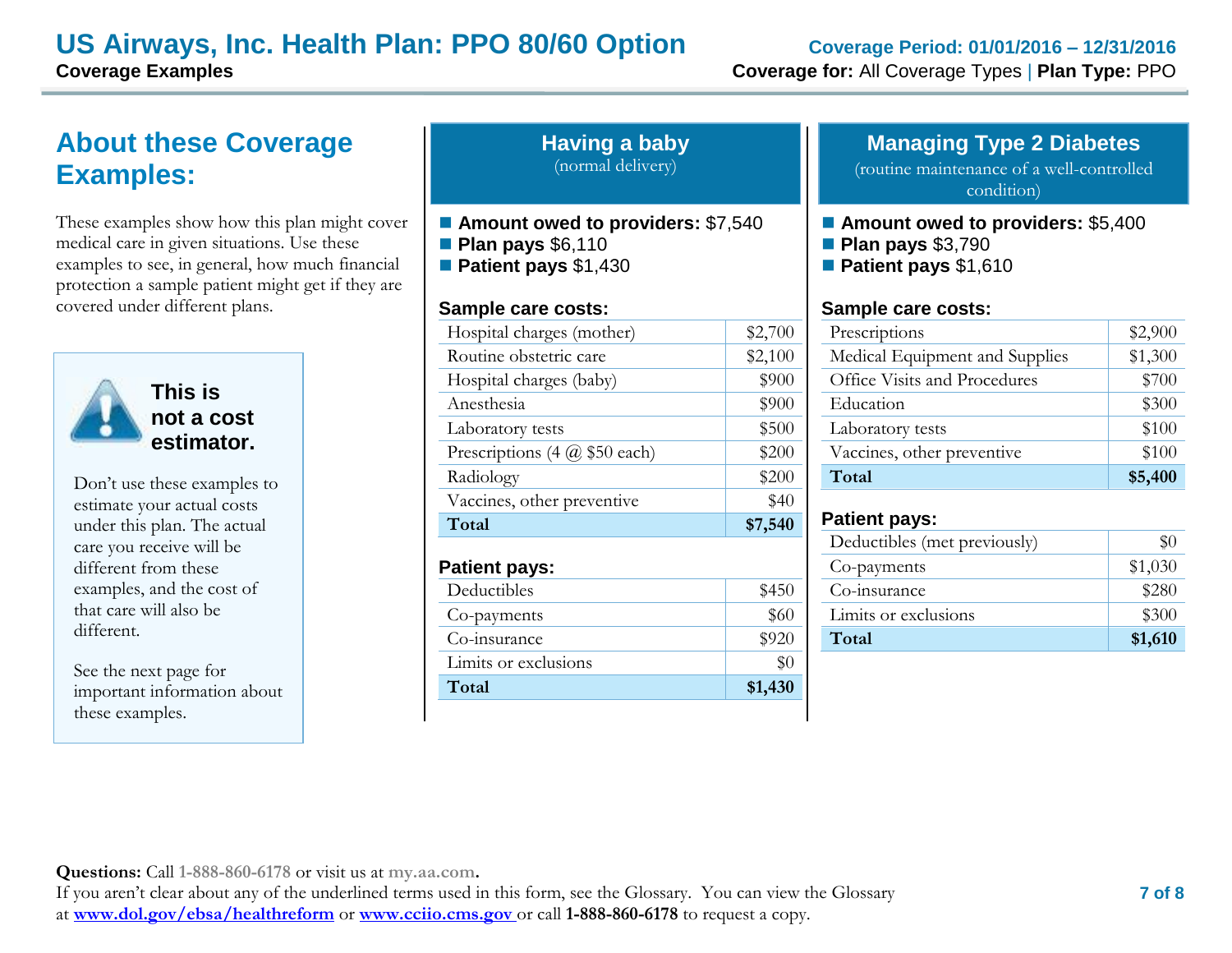# US Airways, Inc. Health Plan: PPO 80/60 Option

**Coverage Examples**

**Coverage Period: 01/01/2016 – 12/31/2016**

**Coverage for:** All Coverage Types | **Plan Type:** PPO

## About these Coverage Examples:

These examples show how this plan might cover medical care in given situations. Use these examples to see, in general, how much financial protection a sample patient might get if they are covered under different plans.

**This is not a cost estimator.**

Don't use these examples to estimate your actual costs under this plan. The actual care you receive will be different from these examples, and the cost of that care will also be different.

See the next page for important information about these examples.

## Having a baby

(normal delivery)

- **Amount owed to providers:** $7,540
- **Plan pays** $6,110
- **Patient pays** $1,430

**Sample care costs:**

| Item | Cost |
|---|---|
| Hospital charges (mother) | $2,700 |
| Routine obstetric care | $2,100 |
| Hospital charges (baby) | $900 |
| Anesthesia | $900 |
| Laboratory tests | $500 |
| Prescriptions (4 @ $50 each) | $200 |
| Radiology | $200 |
| Vaccines, other preventive | $40 |
| **Total** | **$7,540** |

**Patient pays:**

| Item | Cost |
|---|---|
| Deductibles | $450 |
| Co-payments | $60 |
| Co-insurance | $920 |
| Limits or exclusions | $0 |
| **Total** | **$1,430** |

## Managing Type 2 Diabetes

(routine maintenance of a well-controlled condition)

- **Amount owed to providers:** $5,400
- **Plan pays** $3,790
- **Patient pays** $1,610

**Sample care costs:**

| Item | Cost |
|---|---|
| Prescriptions | $2,900 |
| Medical Equipment and Supplies | $1,300 |
| Office Visits and Procedures | $700 |
| Education | $300 |
| Laboratory tests | $100 |
| Vaccines, other preventive | $100 |
| **Total** | **$5,400** |

**Patient pays:**

| Item | Cost |
|---|---|
| Deductibles (met previously) | $0 |
| Co-payments | $1,030 |
| Co-insurance | $280 |
| Limits or exclusions | $300 |
| **Total** | **$1,610** |

**Questions:** Call **1-888-860-6178** or visit us at **my.aa.com.**
If you aren't clear about any of the underlined terms used in this form, see the Glossary. You can view the Glossary at **www.dol.gov/ebsa/healthreform** or **www.cciio.cms.gov** or call **1-888-860-6178** to request a copy.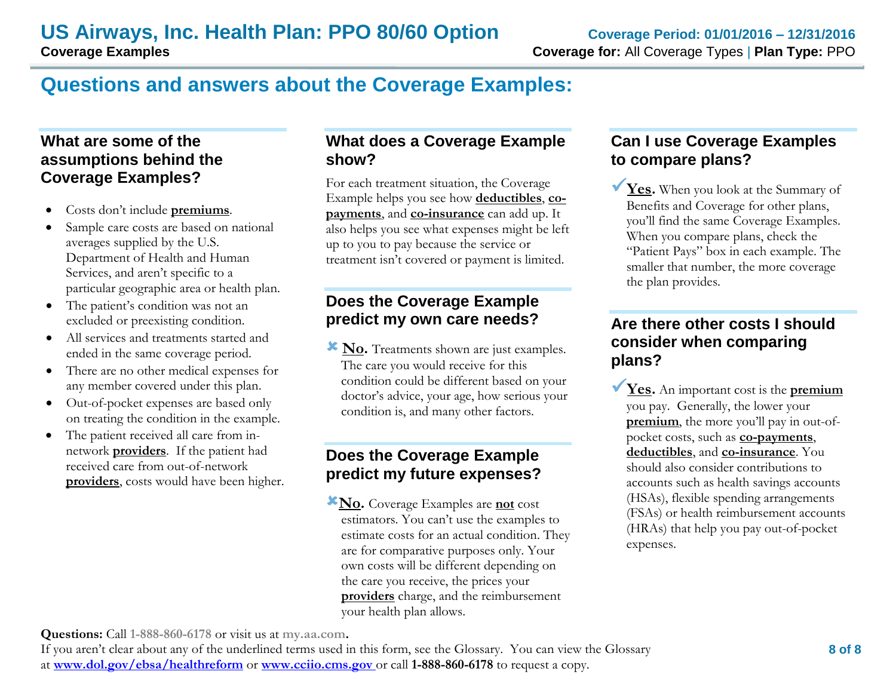# Questions and answers about the Coverage Examples:

## What are some of the assumptions behind the Coverage Examples?

- Costs don't include **premiums**.
- Sample care costs are based on national averages supplied by the U.S. Department of Health and Human Services, and aren't specific to a particular geographic area or health plan.
- The patient's condition was not an excluded or preexisting condition.
- All services and treatments started and ended in the same coverage period.
- There are no other medical expenses for any member covered under this plan.
- Out-of-pocket expenses are based only on treating the condition in the example.
- The patient received all care from in-network **providers**. If the patient had received care from out-of-network **providers**, costs would have been higher.

## What does a Coverage Example show?

For each treatment situation, the Coverage Example helps you see how **deductibles**, **co-payments**, and **co-insurance** can add up. It also helps you see what expenses might be left up to you to pay because the service or treatment isn't covered or payment is limited.

## Does the Coverage Example predict my own care needs?

✖ **No.** Treatments shown are just examples. The care you would receive for this condition could be different based on your doctor's advice, your age, how serious your condition is, and many other factors.

## Does the Coverage Example predict my future expenses?

✖ **No.** Coverage Examples are **not** cost estimators. You can't use the examples to estimate costs for an actual condition. They are for comparative purposes only. Your own costs will be different depending on the care you receive, the prices your **providers** charge, and the reimbursement your health plan allows.

## Can I use Coverage Examples to compare plans?

✔ **Yes.** When you look at the Summary of Benefits and Coverage for other plans, you'll find the same Coverage Examples. When you compare plans, check the "Patient Pays" box in each example. The smaller that number, the more coverage the plan provides.

## Are there other costs I should consider when comparing plans?

✔ **Yes.** An important cost is the **premium** you pay. Generally, the lower your **premium**, the more you'll pay in out-of-pocket costs, such as **co-payments**, **deductibles**, and **co-insurance**. You should also consider contributions to accounts such as health savings accounts (HSAs), flexible spending arrangements (FSAs) or health reimbursement accounts (HRAs) that help you pay out-of-pocket expenses.

**Questions:** Call **1-888-860-6178** or visit us at **my.aa.com.**
If you aren't clear about any of the underlined terms used in this form, see the Glossary. You can view the Glossary at **www.dol.gov/ebsa/healthreform** or **www.cciio.cms.gov** or call **1-888-860-6178** to request a copy.